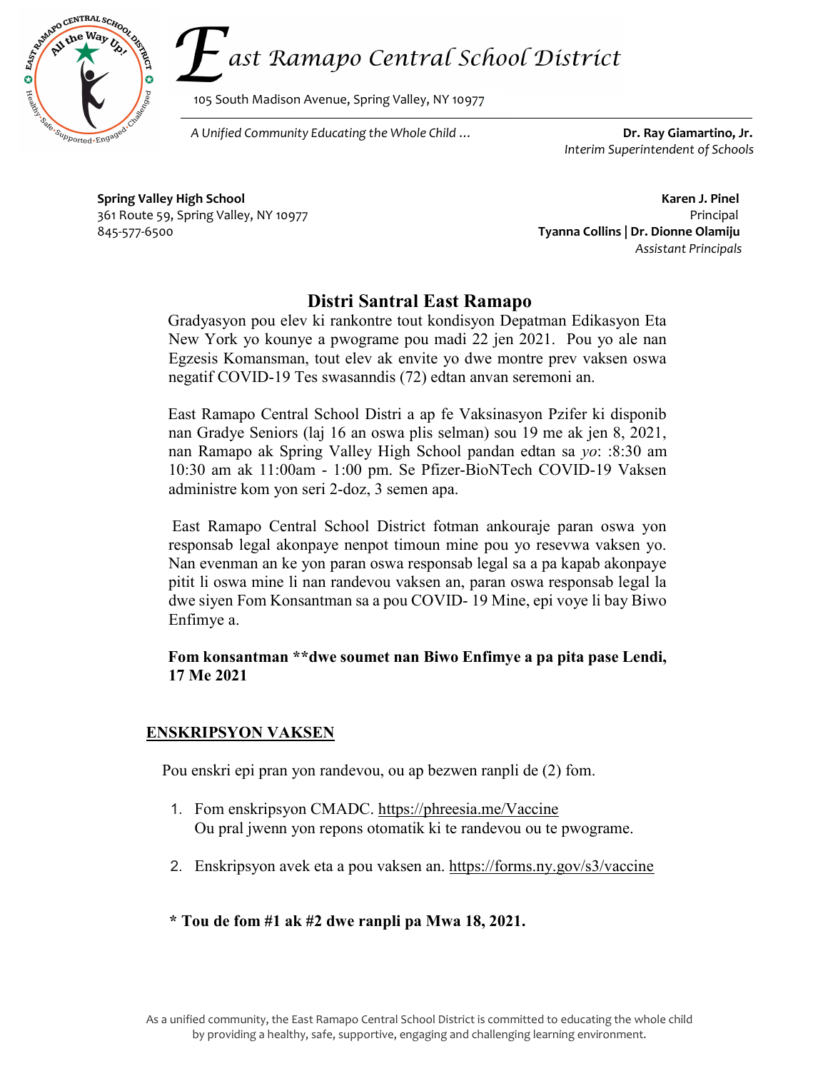East Ramapo Central School District

105 South Madison Avenue, Spring Valley, NY 10977

*A Unified Community Educating the Whole Child ...*

**Dr. Ray Giamartino, Jr.**
*Interim Superintendent of Schools*

**Spring Valley High School**
361 Route 59, Spring Valley, NY 10977
845-577-6500

**Karen J. Pinel**
Principal
**Tyanna Collins | Dr. Dionne Olamiju**
*Assistant Principals*

# Distri Santral East Ramapo

Gradyasyon pou elev ki rankontre tout kondisyon Depatman Edikasyon Eta New York yo kounye a pwograme pou madi 22 jen 2021. Pou yo ale nan Egzesis Komansman, tout elev ak envite yo dwe montre prev vaksen oswa negatif COVID-19 Tes swasanndis (72) edtan anvan seremoni an.

East Ramapo Central School Distri a ap fe Vaksinasyon Pzifer ki disponib nan Gradye Seniors (laj 16 an oswa plis selman) sou 19 me ak jen 8, 2021, nan Ramapo ak Spring Valley High School pandan edtan sa *yo*: :8:30 am 10:30 am ak 11:00am - 1:00 pm. Se Pfizer-BioNTech COVID-19 Vaksen administre kom yon seri 2-doz, 3 semen apa.

East Ramapo Central School District fotman ankouraje paran oswa yon responsab legal akonpaye nenpot timoun mine pou yo resevwa vaksen yo. Nan evenman an ke yon paran oswa responsab legal sa a pa kapab akonpaye pitit li oswa mine li nan randevou vaksen an, paran oswa responsab legal la dwe siyen Fom Konsantman sa a pou COVID- 19 Mine, epi voye li bay Biwo Enfimye a.

**Fom konsantman **dwe soumet nan Biwo Enfimye a pa pita pase Lendi, 17 Me 2021**

## ENSKRIPSYON VAKSEN

Pou enskri epi pran yon randevou, ou ap bezwen ranpli de (2) fom.

1. Fom enskripsyon CMADC. https://phreesia.me/Vaccine
   Ou pral jwenn yon repons otomatik ki te randevou ou te pwograme.

2. Enskripsyon avek eta a pou vaksen an. https://forms.ny.gov/s3/vaccine

**\* Tou de fom #1 ak #2 dwe ranpli pa Mwa 18, 2021.**

As a unified community, the East Ramapo Central School District is committed to educating the whole child by providing a healthy, safe, supportive, engaging and challenging learning environment.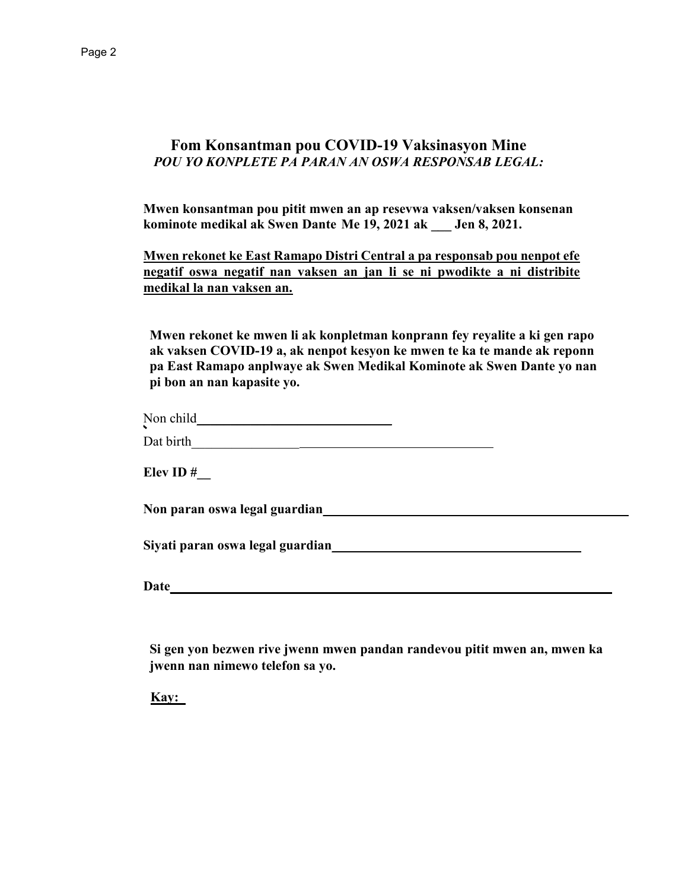## Fom Konsantman pou COVID-19 Vaksinasyon Mine

***POU YO KONPLETE PA PARAN AN OSWA RESPONSAB LEGAL:***

**Mwen konsantman pou pitit mwen an ap resevwa vaksen/vaksen konsenan kominote medikal ak Swen Dante Me 19, 2021 ak ___ Jen 8, 2021.**

**<u>Mwen rekonet ke East Ramapo Distri Central a pa responsab pou nenpot efe negatif oswa negatif nan vaksen an jan li se ni pwodikte a ni distribite medikal la nan vaksen an.</u>**

**Mwen rekonet ke mwen li ak konpletman konprann fey reyalite a ki gen rapo ak vaksen COVID-19 a, ak nenpot kesyon ke mwen te ka te mande ak reponn pa East Ramapo anplwaye ak Swen Medikal Kominote ak Swen Dante yo nan pi bon an nan kapasite yo.**

Non child______________________________

Dat birth______________________________________________

**Elev ID #__**

**Non paran oswa legal guardian______________________________________________**

**Siyati paran oswa legal guardian____________________________________**

**Date______________________________________________________________**

**Si gen yon bezwen rive jwenn mwen pandan randevou pitit mwen an, mwen ka jwenn nan nimewo telefon sa yo.**

**<u>Kay:</u>**